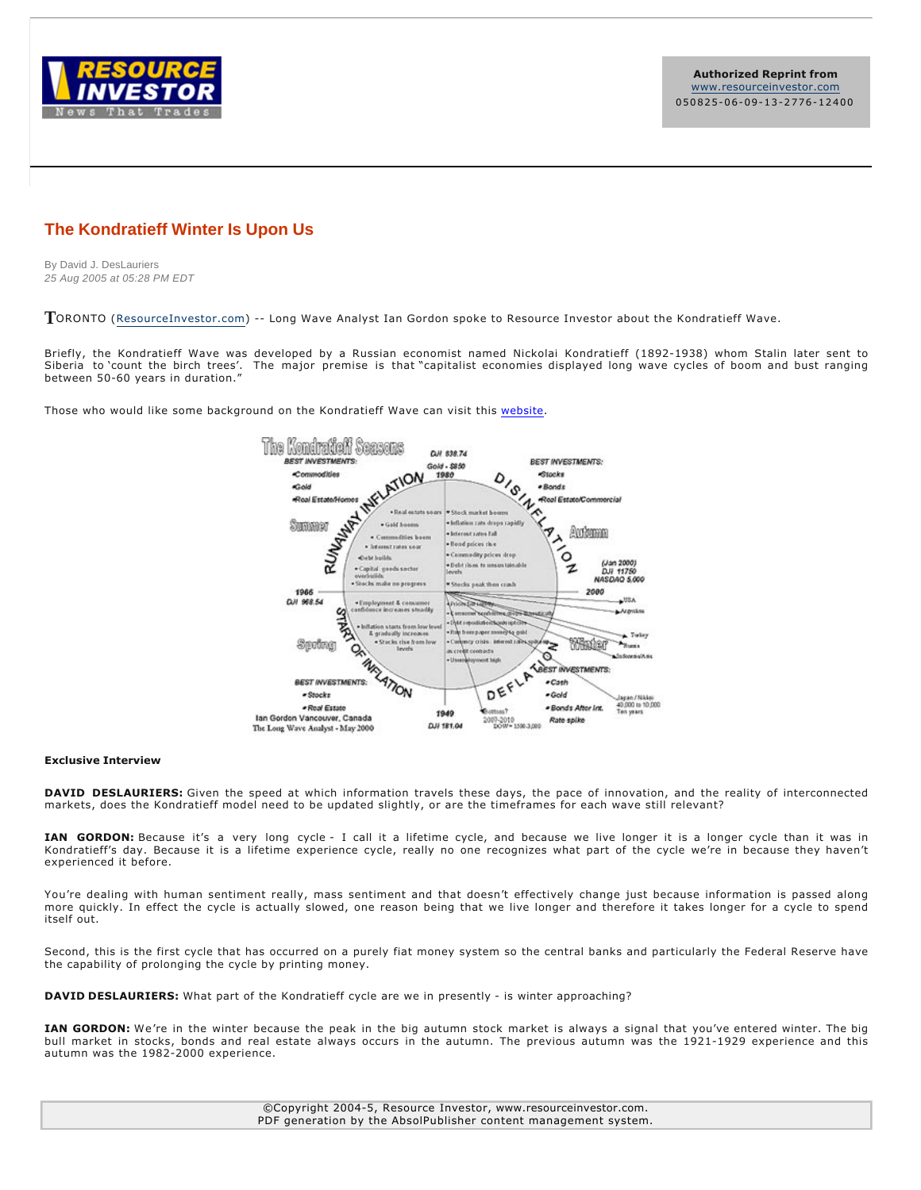Authorized Reprint from
www.resourceinvestor.com
050825-06-09-13-2776-12400

# The Kondratieff Winter Is Upon Us

By David J. DesLauriers
*25 Aug 2005 at 05:28 PM EDT*

TORONTO (ResourceInvestor.com) -- Long Wave Analyst Ian Gordon spoke to Resource Investor about the Kondratieff Wave.

Briefly, the Kondratieff Wave was developed by a Russian economist named Nickolai Kondratieff (1892-1938) whom Stalin later sent to Siberia to 'count the birch trees'. The major premise is that "capitalist economies displayed long wave cycles of boom and bust ranging between 50-60 years in duration."

Those who would like some background on the Kondratieff Wave can visit this website.

**Exclusive Interview**

**DAVID DESLAURIERS:** Given the speed at which information travels these days, the pace of innovation, and the reality of interconnected markets, does the Kondratieff model need to be updated slightly, or are the timeframes for each wave still relevant?

**IAN GORDON:** Because it's a very long cycle - I call it a lifetime cycle, and because we live longer it is a longer cycle than it was in Kondratieff's day. Because it is a lifetime experience cycle, really no one recognizes what part of the cycle we're in because they haven't experienced it before.

You're dealing with human sentiment really, mass sentiment and that doesn't effectively change just because information is passed along more quickly. In effect the cycle is actually slowed, one reason being that we live longer and therefore it takes longer for a cycle to spend itself out.

Second, this is the first cycle that has occurred on a purely fiat money system so the central banks and particularly the Federal Reserve have the capability of prolonging the cycle by printing money.

**DAVID DESLAURIERS:** What part of the Kondratieff cycle are we in presently - is winter approaching?

**IAN GORDON:** We're in the winter because the peak in the big autumn stock market is always a signal that you've entered winter. The big bull market in stocks, bonds and real estate always occurs in the autumn. The previous autumn was the 1921-1929 experience and this autumn was the 1982-2000 experience.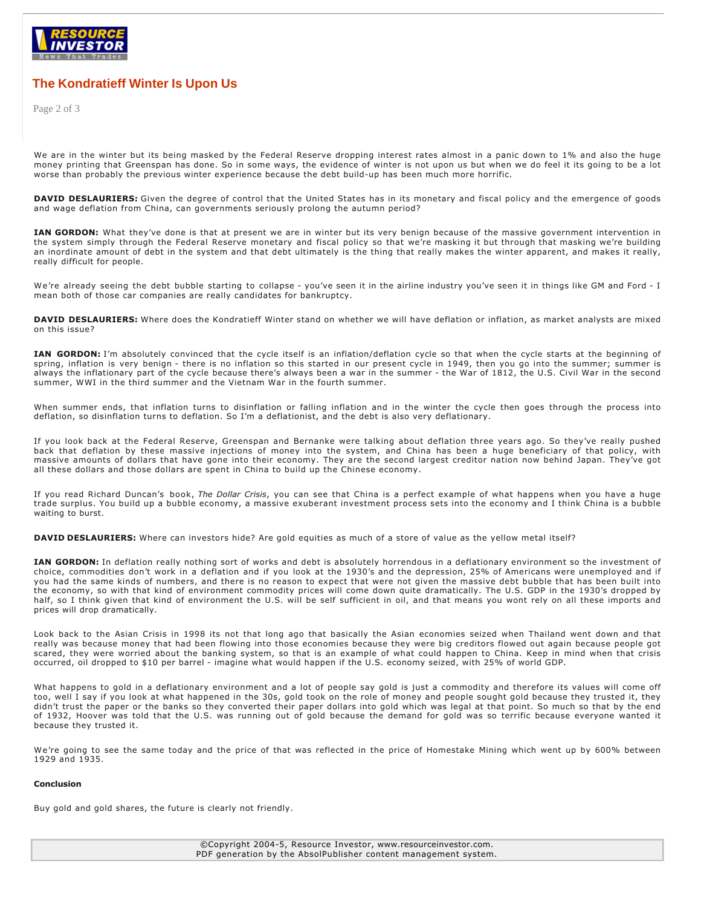We are in the winter but its being masked by the Federal Reserve dropping interest rates almost in a panic down to 1% and also the huge money printing that Greenspan has done. So in some ways, the evidence of winter is not upon us but when we do feel it its going to be a lot worse than probably the previous winter experience because the debt build-up has been much more horrific.

**DAVID DESLAURIERS:** Given the degree of control that the United States has in its monetary and fiscal policy and the emergence of goods and wage deflation from China, can governments seriously prolong the autumn period?

**IAN GORDON:** What they've done is that at present we are in winter but its very benign because of the massive government intervention in the system simply through the Federal Reserve monetary and fiscal policy so that we're masking it but through that masking we're building an inordinate amount of debt in the system and that debt ultimately is the thing that really makes the winter apparent, and makes it really, really difficult for people.

We're already seeing the debt bubble starting to collapse - you've seen it in the airline industry you've seen it in things like GM and Ford - I mean both of those car companies are really candidates for bankruptcy.

**DAVID DESLAURIERS:** Where does the Kondratieff Winter stand on whether we will have deflation or inflation, as market analysts are mixed on this issue?

**IAN GORDON:** I'm absolutely convinced that the cycle itself is an inflation/deflation cycle so that when the cycle starts at the beginning of spring, inflation is very benign - there is no inflation so this started in our present cycle in 1949, then you go into the summer; summer is always the inflationary part of the cycle because there's always been a war in the summer - the War of 1812, the U.S. Civil War in the second summer, WWI in the third summer and the Vietnam War in the fourth summer.

When summer ends, that inflation turns to disinflation or falling inflation and in the winter the cycle then goes through the process into deflation, so disinflation turns to deflation. So I'm a deflationist, and the debt is also very deflationary.

If you look back at the Federal Reserve, Greenspan and Bernanke were talking about deflation three years ago. So they've really pushed back that deflation by these massive injections of money into the system, and China has been a huge beneficiary of that policy, with massive amounts of dollars that have gone into their economy. They are the second largest creditor nation now behind Japan. They've got all these dollars and those dollars are spent in China to build up the Chinese economy.

If you read Richard Duncan's book, *The Dollar Crisis*, you can see that China is a perfect example of what happens when you have a huge trade surplus. You build up a bubble economy, a massive exuberant investment process sets into the economy and I think China is a bubble waiting to burst.

**DAVID DESLAURIERS:** Where can investors hide? Are gold equities as much of a store of value as the yellow metal itself?

**IAN GORDON:** In deflation really nothing sort of works and debt is absolutely horrendous in a deflationary environment so the investment of choice, commodities don't work in a deflation and if you look at the 1930's and the depression, 25% of Americans were unemployed and if you had the same kinds of numbers, and there is no reason to expect that were not given the massive debt bubble that has been built into the economy, so with that kind of environment commodity prices will come down quite dramatically. The U.S. GDP in the 1930's dropped by half, so I think given that kind of environment the U.S. will be self sufficient in oil, and that means you wont rely on all these imports and prices will drop dramatically.

Look back to the Asian Crisis in 1998 its not that long ago that basically the Asian economies seized when Thailand went down and that really was because money that had been flowing into those economies because they were big creditors flowed out again because people got scared, they were worried about the banking system, so that is an example of what could happen to China. Keep in mind when that crisis occurred, oil dropped to $10 per barrel - imagine what would happen if the U.S. economy seized, with 25% of world GDP.

What happens to gold in a deflationary environment and a lot of people say gold is just a commodity and therefore its values will come off too, well I say if you look at what happened in the 30s, gold took on the role of money and people sought gold because they trusted it, they didn't trust the paper or the banks so they converted their paper dollars into gold which was legal at that point. So much so that by the end of 1932, Hoover was told that the U.S. was running out of gold because the demand for gold was so terrific because everyone wanted it because they trusted it.

We're going to see the same today and the price of that was reflected in the price of Homestake Mining which went up by 600% between 1929 and 1935.

**Conclusion**

Buy gold and gold shares, the future is clearly not friendly.